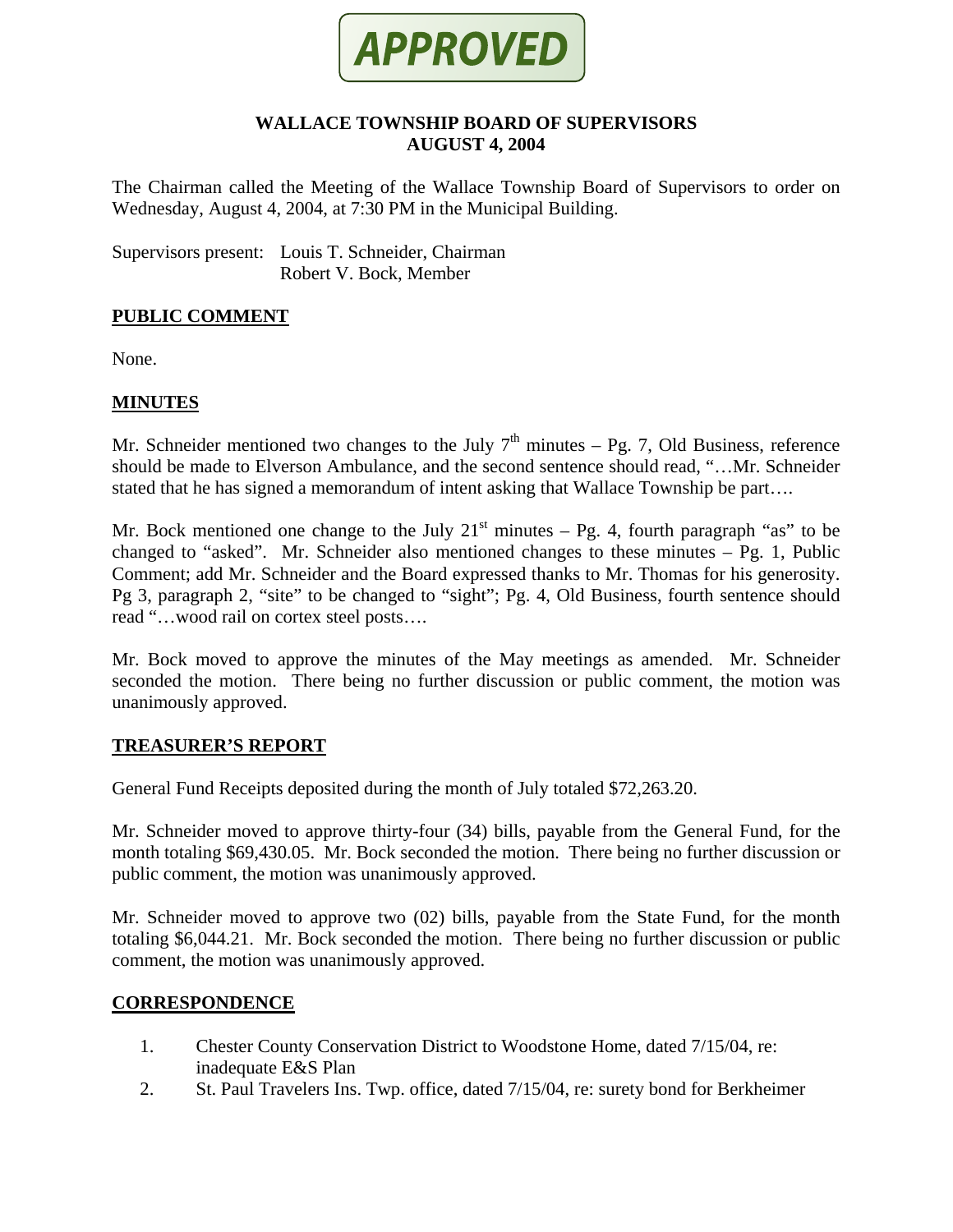**APPROVED**

# WALLACE TOWNSHIP BOARD OF SUPERVISORS
## AUGUST 4, 2004

The Chairman called the Meeting of the Wallace Township Board of Supervisors to order on Wednesday, August 4, 2004, at 7:30 PM in the Municipal Building.

Supervisors present: Louis T. Schneider, Chairman
Robert V. Bock, Member

## PUBLIC COMMENT

None.

## MINUTES

Mr. Schneider mentioned two changes to the July 7th minutes – Pg. 7, Old Business, reference should be made to Elverson Ambulance, and the second sentence should read, "…Mr. Schneider stated that he has signed a memorandum of intent asking that Wallace Township be part….

Mr. Bock mentioned one change to the July 21st minutes – Pg. 4, fourth paragraph "as" to be changed to "asked". Mr. Schneider also mentioned changes to these minutes – Pg. 1, Public Comment; add Mr. Schneider and the Board expressed thanks to Mr. Thomas for his generosity. Pg 3, paragraph 2, "site" to be changed to "sight"; Pg. 4, Old Business, fourth sentence should read "…wood rail on cortex steel posts….

Mr. Bock moved to approve the minutes of the May meetings as amended. Mr. Schneider seconded the motion. There being no further discussion or public comment, the motion was unanimously approved.

## TREASURER'S REPORT

General Fund Receipts deposited during the month of July totaled $72,263.20.

Mr. Schneider moved to approve thirty-four (34) bills, payable from the General Fund, for the month totaling $69,430.05. Mr. Bock seconded the motion. There being no further discussion or public comment, the motion was unanimously approved.

Mr. Schneider moved to approve two (02) bills, payable from the State Fund, for the month totaling $6,044.21. Mr. Bock seconded the motion. There being no further discussion or public comment, the motion was unanimously approved.

## CORRESPONDENCE

1. Chester County Conservation District to Woodstone Home, dated 7/15/04, re: inadequate E&S Plan
2. St. Paul Travelers Ins. Twp. office, dated 7/15/04, re: surety bond for Berkheimer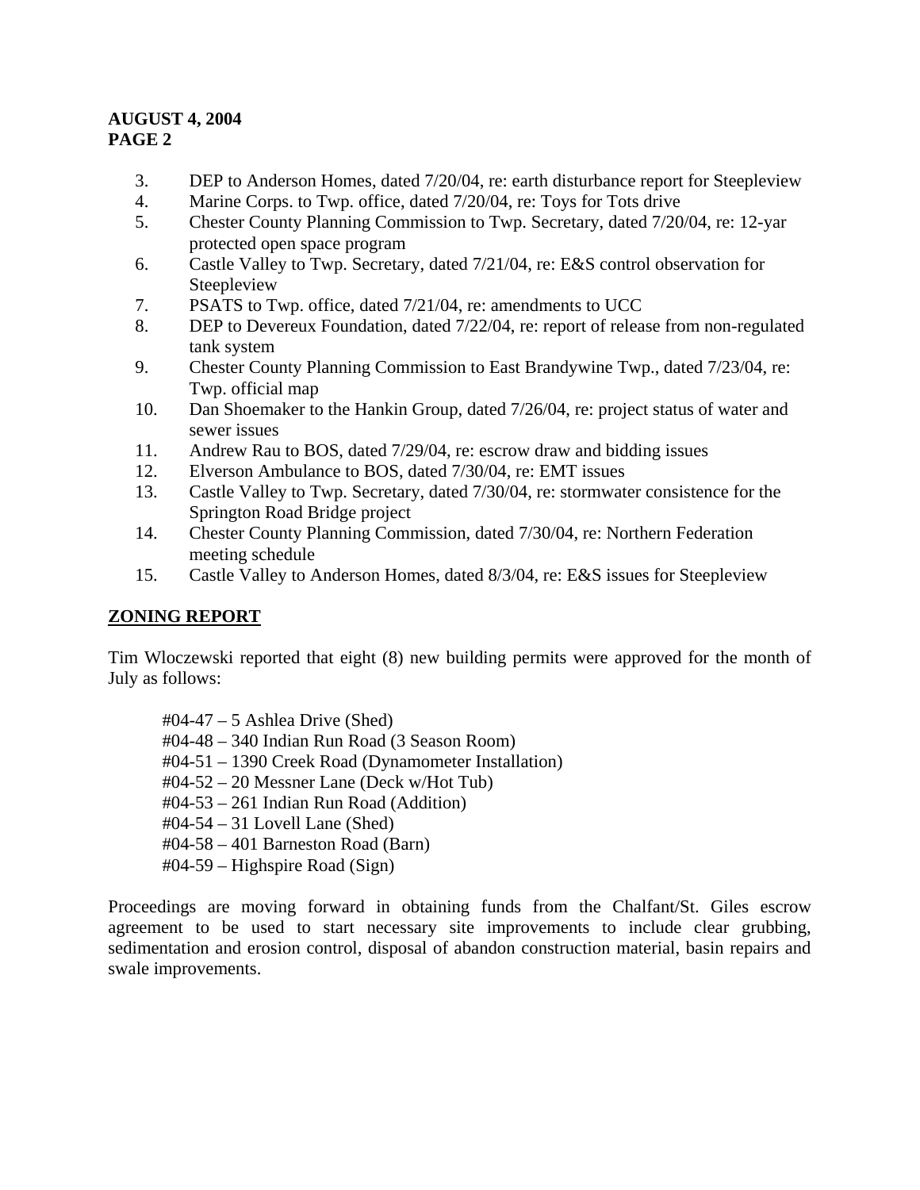3. DEP to Anderson Homes, dated 7/20/04, re: earth disturbance report for Steepleview
4. Marine Corps. to Twp. office, dated 7/20/04, re: Toys for Tots drive
5. Chester County Planning Commission to Twp. Secretary, dated 7/20/04, re: 12-yar protected open space program
6. Castle Valley to Twp. Secretary, dated 7/21/04, re: E&S control observation for Steepleview
7. PSATS to Twp. office, dated 7/21/04, re: amendments to UCC
8. DEP to Devereux Foundation, dated 7/22/04, re: report of release from non-regulated tank system
9. Chester County Planning Commission to East Brandywine Twp., dated 7/23/04, re: Twp. official map
10. Dan Shoemaker to the Hankin Group, dated 7/26/04, re: project status of water and sewer issues
11. Andrew Rau to BOS, dated 7/29/04, re: escrow draw and bidding issues
12. Elverson Ambulance to BOS, dated 7/30/04, re: EMT issues
13. Castle Valley to Twp. Secretary, dated 7/30/04, re: stormwater consistence for the Springton Road Bridge project
14. Chester County Planning Commission, dated 7/30/04, re: Northern Federation meeting schedule
15. Castle Valley to Anderson Homes, dated 8/3/04, re: E&S issues for Steepleview

## ZONING REPORT

Tim Wloczewski reported that eight (8) new building permits were approved for the month of July as follows:

#04-47 – 5 Ashlea Drive (Shed)
#04-48 – 340 Indian Run Road (3 Season Room)
#04-51 – 1390 Creek Road (Dynamometer Installation)
#04-52 – 20 Messner Lane (Deck w/Hot Tub)
#04-53 – 261 Indian Run Road (Addition)
#04-54 – 31 Lovell Lane (Shed)
#04-58 – 401 Barneston Road (Barn)
#04-59 – Highspire Road (Sign)

Proceedings are moving forward in obtaining funds from the Chalfant/St. Giles escrow agreement to be used to start necessary site improvements to include clear grubbing, sedimentation and erosion control, disposal of abandon construction material, basin repairs and swale improvements.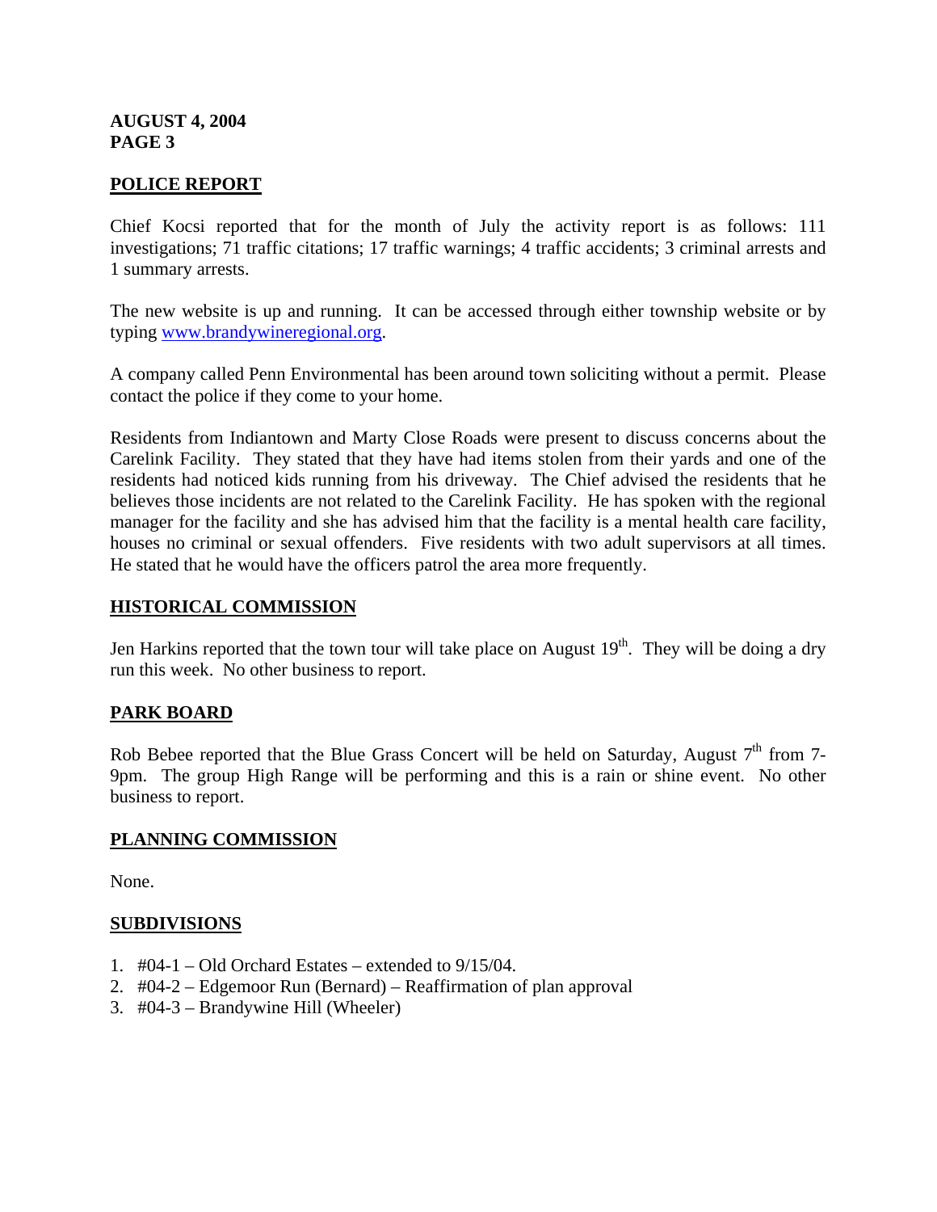**AUGUST 4, 2004**
**PAGE 3**

## POLICE REPORT

Chief Kocsi reported that for the month of July the activity report is as follows: 111 investigations; 71 traffic citations; 17 traffic warnings; 4 traffic accidents; 3 criminal arrests and 1 summary arrests.

The new website is up and running. It can be accessed through either township website or by typing www.brandywineregional.org.

A company called Penn Environmental has been around town soliciting without a permit. Please contact the police if they come to your home.

Residents from Indiantown and Marty Close Roads were present to discuss concerns about the Carelink Facility. They stated that they have had items stolen from their yards and one of the residents had noticed kids running from his driveway. The Chief advised the residents that he believes those incidents are not related to the Carelink Facility. He has spoken with the regional manager for the facility and she has advised him that the facility is a mental health care facility, houses no criminal or sexual offenders. Five residents with two adult supervisors at all times. He stated that he would have the officers patrol the area more frequently.

## HISTORICAL COMMISSION

Jen Harkins reported that the town tour will take place on August 19th. They will be doing a dry run this week. No other business to report.

## PARK BOARD

Rob Bebee reported that the Blue Grass Concert will be held on Saturday, August 7th from 7-9pm. The group High Range will be performing and this is a rain or shine event. No other business to report.

## PLANNING COMMISSION

None.

## SUBDIVISIONS

1. #04-1 – Old Orchard Estates – extended to 9/15/04.
2. #04-2 – Edgemoor Run (Bernard) – Reaffirmation of plan approval
3. #04-3 – Brandywine Hill (Wheeler)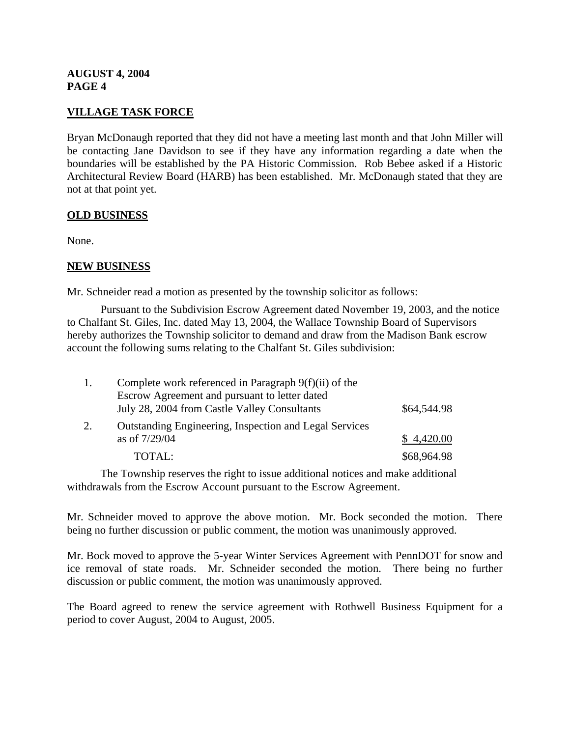## VILLAGE TASK FORCE

Bryan McDonaugh reported that they did not have a meeting last month and that John Miller will be contacting Jane Davidson to see if they have any information regarding a date when the boundaries will be established by the PA Historic Commission. Rob Bebee asked if a Historic Architectural Review Board (HARB) has been established. Mr. McDonaugh stated that they are not at that point yet.

## OLD BUSINESS

None.

## NEW BUSINESS

Mr. Schneider read a motion as presented by the township solicitor as follows:

Pursuant to the Subdivision Escrow Agreement dated November 19, 2003, and the notice to Chalfant St. Giles, Inc. dated May 13, 2004, the Wallace Township Board of Supervisors hereby authorizes the Township solicitor to demand and draw from the Madison Bank escrow account the following sums relating to the Chalfant St. Giles subdivision:

| | | |
|---|---|---|
| 1. | Complete work referenced in Paragraph 9(f)(ii) of the Escrow Agreement and pursuant to letter dated July 28, 2004 from Castle Valley Consultants | $64,544.98 |
| 2. | Outstanding Engineering, Inspection and Legal Services as of 7/29/04 | $ 4,420.00 |
| | TOTAL: | $68,964.98 |

The Township reserves the right to issue additional notices and make additional withdrawals from the Escrow Account pursuant to the Escrow Agreement.

Mr. Schneider moved to approve the above motion. Mr. Bock seconded the motion. There being no further discussion or public comment, the motion was unanimously approved.

Mr. Bock moved to approve the 5-year Winter Services Agreement with PennDOT for snow and ice removal of state roads. Mr. Schneider seconded the motion. There being no further discussion or public comment, the motion was unanimously approved.

The Board agreed to renew the service agreement with Rothwell Business Equipment for a period to cover August, 2004 to August, 2005.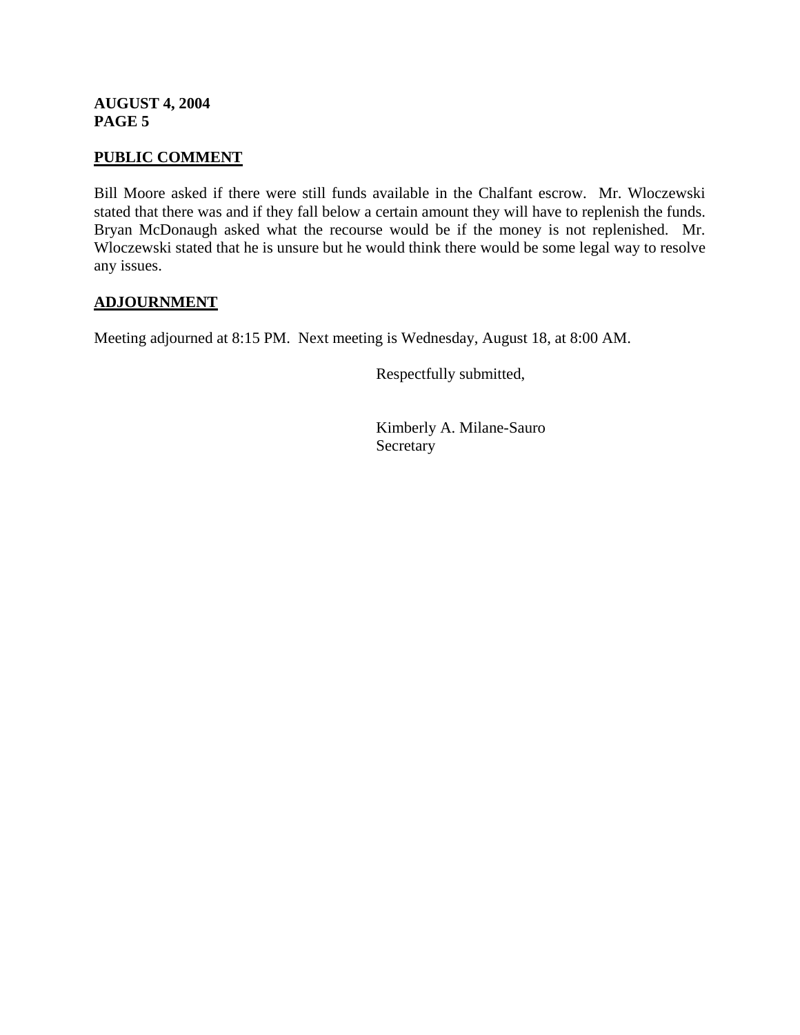## PUBLIC COMMENT

Bill Moore asked if there were still funds available in the Chalfant escrow. Mr. Wloczewski stated that there was and if they fall below a certain amount they will have to replenish the funds. Bryan McDonaugh asked what the recourse would be if the money is not replenished. Mr. Wloczewski stated that he is unsure but he would think there would be some legal way to resolve any issues.

## ADJOURNMENT

Meeting adjourned at 8:15 PM. Next meeting is Wednesday, August 18, at 8:00 AM.

Respectfully submitted,

Kimberly A. Milane-Sauro
Secretary